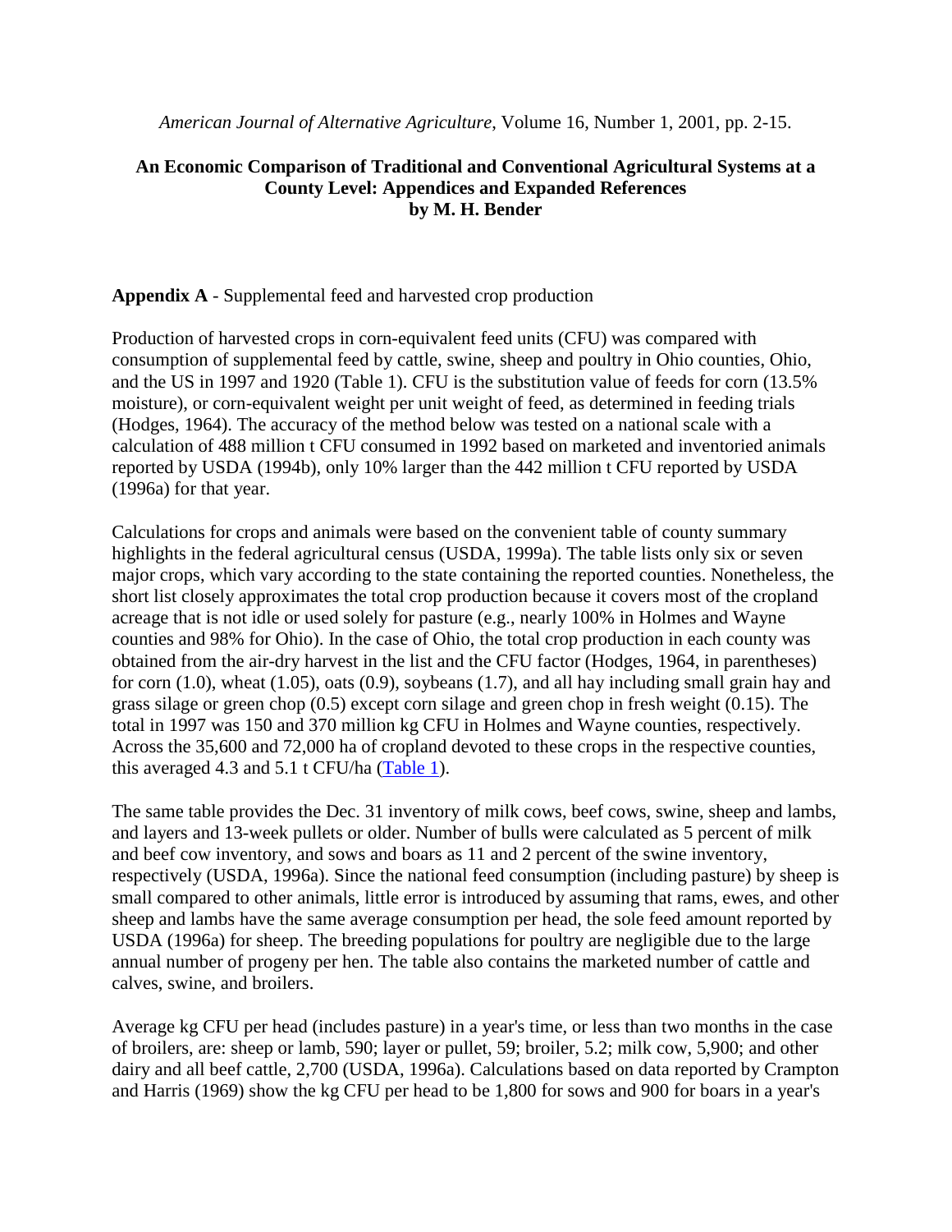*American Journal of Alternative Agriculture*, Volume 16, Number 1, 2001, pp. 2-15.

**An Economic Comparison of Traditional and Conventional Agricultural Systems at a County Level: Appendices and Expanded References**
**by M. H. Bender**

**Appendix A** - Supplemental feed and harvested crop production

Production of harvested crops in corn-equivalent feed units (CFU) was compared with consumption of supplemental feed by cattle, swine, sheep and poultry in Ohio counties, Ohio, and the US in 1997 and 1920 (Table 1). CFU is the substitution value of feeds for corn (13.5% moisture), or corn-equivalent weight per unit weight of feed, as determined in feeding trials (Hodges, 1964). The accuracy of the method below was tested on a national scale with a calculation of 488 million t CFU consumed in 1992 based on marketed and inventoried animals reported by USDA (1994b), only 10% larger than the 442 million t CFU reported by USDA (1996a) for that year.

Calculations for crops and animals were based on the convenient table of county summary highlights in the federal agricultural census (USDA, 1999a). The table lists only six or seven major crops, which vary according to the state containing the reported counties. Nonetheless, the short list closely approximates the total crop production because it covers most of the cropland acreage that is not idle or used solely for pasture (e.g., nearly 100% in Holmes and Wayne counties and 98% for Ohio). In the case of Ohio, the total crop production in each county was obtained from the air-dry harvest in the list and the CFU factor (Hodges, 1964, in parentheses) for corn (1.0), wheat (1.05), oats (0.9), soybeans (1.7), and all hay including small grain hay and grass silage or green chop (0.5) except corn silage and green chop in fresh weight (0.15). The total in 1997 was 150 and 370 million kg CFU in Holmes and Wayne counties, respectively. Across the 35,600 and 72,000 ha of cropland devoted to these crops in the respective counties, this averaged 4.3 and 5.1 t CFU/ha (Table 1).

The same table provides the Dec. 31 inventory of milk cows, beef cows, swine, sheep and lambs, and layers and 13-week pullets or older. Number of bulls were calculated as 5 percent of milk and beef cow inventory, and sows and boars as 11 and 2 percent of the swine inventory, respectively (USDA, 1996a). Since the national feed consumption (including pasture) by sheep is small compared to other animals, little error is introduced by assuming that rams, ewes, and other sheep and lambs have the same average consumption per head, the sole feed amount reported by USDA (1996a) for sheep. The breeding populations for poultry are negligible due to the large annual number of progeny per hen. The table also contains the marketed number of cattle and calves, swine, and broilers.

Average kg CFU per head (includes pasture) in a year's time, or less than two months in the case of broilers, are: sheep or lamb, 590; layer or pullet, 59; broiler, 5.2; milk cow, 5,900; and other dairy and all beef cattle, 2,700 (USDA, 1996a). Calculations based on data reported by Crampton and Harris (1969) show the kg CFU per head to be 1,800 for sows and 900 for boars in a year's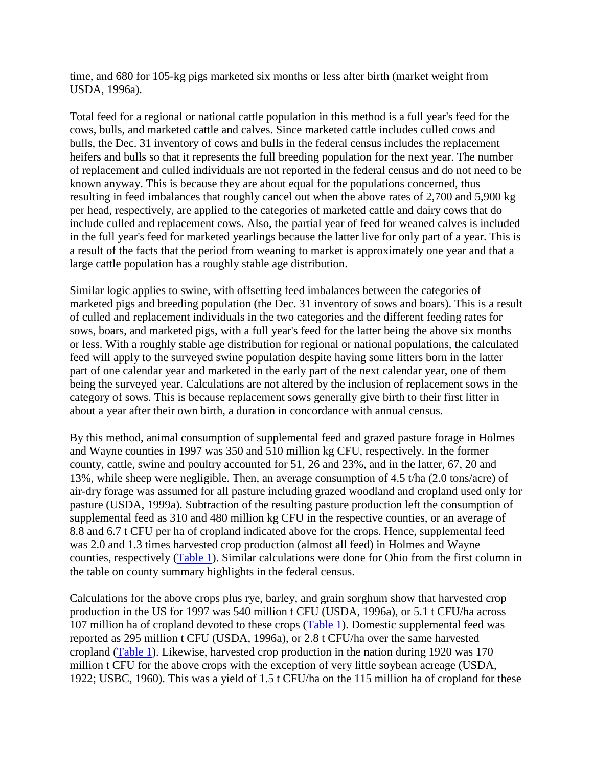time, and 680 for 105-kg pigs marketed six months or less after birth (market weight from USDA, 1996a).

Total feed for a regional or national cattle population in this method is a full year's feed for the cows, bulls, and marketed cattle and calves. Since marketed cattle includes culled cows and bulls, the Dec. 31 inventory of cows and bulls in the federal census includes the replacement heifers and bulls so that it represents the full breeding population for the next year. The number of replacement and culled individuals are not reported in the federal census and do not need to be known anyway. This is because they are about equal for the populations concerned, thus resulting in feed imbalances that roughly cancel out when the above rates of 2,700 and 5,900 kg per head, respectively, are applied to the categories of marketed cattle and dairy cows that do include culled and replacement cows. Also, the partial year of feed for weaned calves is included in the full year's feed for marketed yearlings because the latter live for only part of a year. This is a result of the facts that the period from weaning to market is approximately one year and that a large cattle population has a roughly stable age distribution.

Similar logic applies to swine, with offsetting feed imbalances between the categories of marketed pigs and breeding population (the Dec. 31 inventory of sows and boars). This is a result of culled and replacement individuals in the two categories and the different feeding rates for sows, boars, and marketed pigs, with a full year's feed for the latter being the above six months or less. With a roughly stable age distribution for regional or national populations, the calculated feed will apply to the surveyed swine population despite having some litters born in the latter part of one calendar year and marketed in the early part of the next calendar year, one of them being the surveyed year. Calculations are not altered by the inclusion of replacement sows in the category of sows. This is because replacement sows generally give birth to their first litter in about a year after their own birth, a duration in concordance with annual census.

By this method, animal consumption of supplemental feed and grazed pasture forage in Holmes and Wayne counties in 1997 was 350 and 510 million kg CFU, respectively. In the former county, cattle, swine and poultry accounted for 51, 26 and 23%, and in the latter, 67, 20 and 13%, while sheep were negligible. Then, an average consumption of 4.5 t/ha (2.0 tons/acre) of air-dry forage was assumed for all pasture including grazed woodland and cropland used only for pasture (USDA, 1999a). Subtraction of the resulting pasture production left the consumption of supplemental feed as 310 and 480 million kg CFU in the respective counties, or an average of 8.8 and 6.7 t CFU per ha of cropland indicated above for the crops. Hence, supplemental feed was 2.0 and 1.3 times harvested crop production (almost all feed) in Holmes and Wayne counties, respectively (Table 1). Similar calculations were done for Ohio from the first column in the table on county summary highlights in the federal census.

Calculations for the above crops plus rye, barley, and grain sorghum show that harvested crop production in the US for 1997 was 540 million t CFU (USDA, 1996a), or 5.1 t CFU/ha across 107 million ha of cropland devoted to these crops (Table 1). Domestic supplemental feed was reported as 295 million t CFU (USDA, 1996a), or 2.8 t CFU/ha over the same harvested cropland (Table 1). Likewise, harvested crop production in the nation during 1920 was 170 million t CFU for the above crops with the exception of very little soybean acreage (USDA, 1922; USBC, 1960). This was a yield of 1.5 t CFU/ha on the 115 million ha of cropland for these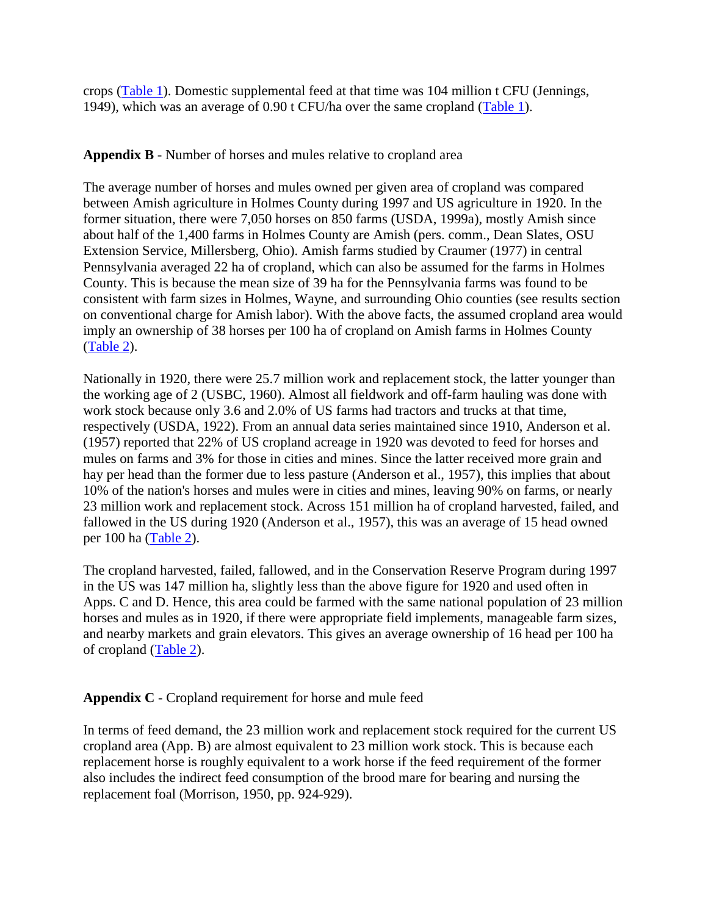crops (Table 1). Domestic supplemental feed at that time was 104 million t CFU (Jennings, 1949), which was an average of 0.90 t CFU/ha over the same cropland (Table 1).

**Appendix B** - Number of horses and mules relative to cropland area

The average number of horses and mules owned per given area of cropland was compared between Amish agriculture in Holmes County during 1997 and US agriculture in 1920. In the former situation, there were 7,050 horses on 850 farms (USDA, 1999a), mostly Amish since about half of the 1,400 farms in Holmes County are Amish (pers. comm., Dean Slates, OSU Extension Service, Millersberg, Ohio). Amish farms studied by Craumer (1977) in central Pennsylvania averaged 22 ha of cropland, which can also be assumed for the farms in Holmes County. This is because the mean size of 39 ha for the Pennsylvania farms was found to be consistent with farm sizes in Holmes, Wayne, and surrounding Ohio counties (see results section on conventional charge for Amish labor). With the above facts, the assumed cropland area would imply an ownership of 38 horses per 100 ha of cropland on Amish farms in Holmes County (Table 2).

Nationally in 1920, there were 25.7 million work and replacement stock, the latter younger than the working age of 2 (USBC, 1960). Almost all fieldwork and off-farm hauling was done with work stock because only 3.6 and 2.0% of US farms had tractors and trucks at that time, respectively (USDA, 1922). From an annual data series maintained since 1910, Anderson et al. (1957) reported that 22% of US cropland acreage in 1920 was devoted to feed for horses and mules on farms and 3% for those in cities and mines. Since the latter received more grain and hay per head than the former due to less pasture (Anderson et al., 1957), this implies that about 10% of the nation's horses and mules were in cities and mines, leaving 90% on farms, or nearly 23 million work and replacement stock. Across 151 million ha of cropland harvested, failed, and fallowed in the US during 1920 (Anderson et al., 1957), this was an average of 15 head owned per 100 ha (Table 2).

The cropland harvested, failed, fallowed, and in the Conservation Reserve Program during 1997 in the US was 147 million ha, slightly less than the above figure for 1920 and used often in Apps. C and D. Hence, this area could be farmed with the same national population of 23 million horses and mules as in 1920, if there were appropriate field implements, manageable farm sizes, and nearby markets and grain elevators. This gives an average ownership of 16 head per 100 ha of cropland (Table 2).

**Appendix C** - Cropland requirement for horse and mule feed

In terms of feed demand, the 23 million work and replacement stock required for the current US cropland area (App. B) are almost equivalent to 23 million work stock. This is because each replacement horse is roughly equivalent to a work horse if the feed requirement of the former also includes the indirect feed consumption of the brood mare for bearing and nursing the replacement foal (Morrison, 1950, pp. 924-929).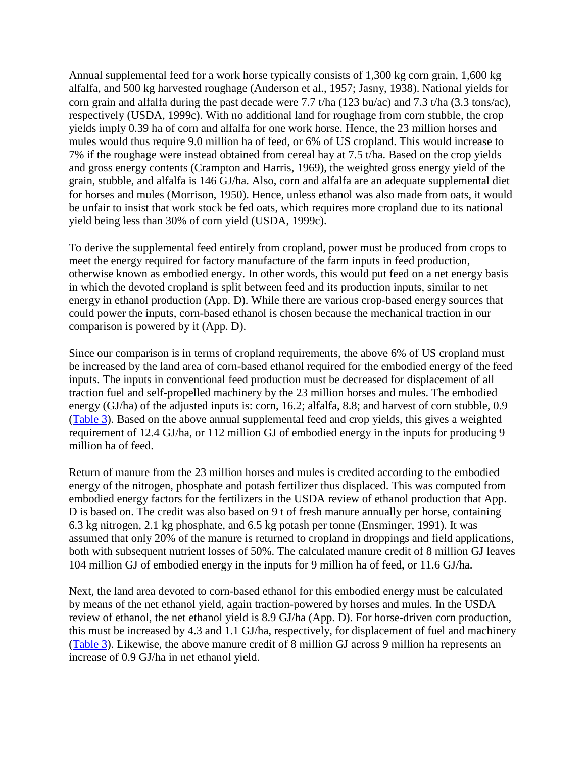Annual supplemental feed for a work horse typically consists of 1,300 kg corn grain, 1,600 kg alfalfa, and 500 kg harvested roughage (Anderson et al., 1957; Jasny, 1938). National yields for corn grain and alfalfa during the past decade were 7.7 t/ha (123 bu/ac) and 7.3 t/ha (3.3 tons/ac), respectively (USDA, 1999c). With no additional land for roughage from corn stubble, the crop yields imply 0.39 ha of corn and alfalfa for one work horse. Hence, the 23 million horses and mules would thus require 9.0 million ha of feed, or 6% of US cropland. This would increase to 7% if the roughage were instead obtained from cereal hay at 7.5 t/ha. Based on the crop yields and gross energy contents (Crampton and Harris, 1969), the weighted gross energy yield of the grain, stubble, and alfalfa is 146 GJ/ha. Also, corn and alfalfa are an adequate supplemental diet for horses and mules (Morrison, 1950). Hence, unless ethanol was also made from oats, it would be unfair to insist that work stock be fed oats, which requires more cropland due to its national yield being less than 30% of corn yield (USDA, 1999c).

To derive the supplemental feed entirely from cropland, power must be produced from crops to meet the energy required for factory manufacture of the farm inputs in feed production, otherwise known as embodied energy. In other words, this would put feed on a net energy basis in which the devoted cropland is split between feed and its production inputs, similar to net energy in ethanol production (App. D). While there are various crop-based energy sources that could power the inputs, corn-based ethanol is chosen because the mechanical traction in our comparison is powered by it (App. D).

Since our comparison is in terms of cropland requirements, the above 6% of US cropland must be increased by the land area of corn-based ethanol required for the embodied energy of the feed inputs. The inputs in conventional feed production must be decreased for displacement of all traction fuel and self-propelled machinery by the 23 million horses and mules. The embodied energy (GJ/ha) of the adjusted inputs is: corn, 16.2; alfalfa, 8.8; and harvest of corn stubble, 0.9 (Table 3). Based on the above annual supplemental feed and crop yields, this gives a weighted requirement of 12.4 GJ/ha, or 112 million GJ of embodied energy in the inputs for producing 9 million ha of feed.

Return of manure from the 23 million horses and mules is credited according to the embodied energy of the nitrogen, phosphate and potash fertilizer thus displaced. This was computed from embodied energy factors for the fertilizers in the USDA review of ethanol production that App. D is based on. The credit was also based on 9 t of fresh manure annually per horse, containing 6.3 kg nitrogen, 2.1 kg phosphate, and 6.5 kg potash per tonne (Ensminger, 1991). It was assumed that only 20% of the manure is returned to cropland in droppings and field applications, both with subsequent nutrient losses of 50%. The calculated manure credit of 8 million GJ leaves 104 million GJ of embodied energy in the inputs for 9 million ha of feed, or 11.6 GJ/ha.

Next, the land area devoted to corn-based ethanol for this embodied energy must be calculated by means of the net ethanol yield, again traction-powered by horses and mules. In the USDA review of ethanol, the net ethanol yield is 8.9 GJ/ha (App. D). For horse-driven corn production, this must be increased by 4.3 and 1.1 GJ/ha, respectively, for displacement of fuel and machinery (Table 3). Likewise, the above manure credit of 8 million GJ across 9 million ha represents an increase of 0.9 GJ/ha in net ethanol yield.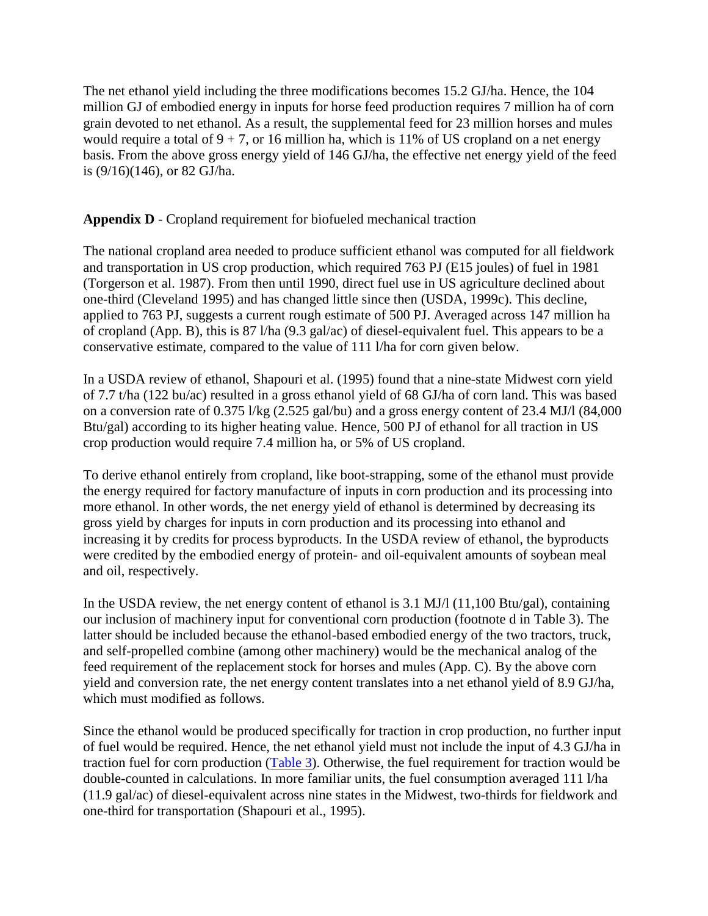The net ethanol yield including the three modifications becomes 15.2 GJ/ha. Hence, the 104 million GJ of embodied energy in inputs for horse feed production requires 7 million ha of corn grain devoted to net ethanol. As a result, the supplemental feed for 23 million horses and mules would require a total of 9 + 7, or 16 million ha, which is 11% of US cropland on a net energy basis. From the above gross energy yield of 146 GJ/ha, the effective net energy yield of the feed is (9/16)(146), or 82 GJ/ha.

**Appendix D** - Cropland requirement for biofueled mechanical traction

The national cropland area needed to produce sufficient ethanol was computed for all fieldwork and transportation in US crop production, which required 763 PJ (E15 joules) of fuel in 1981 (Torgerson et al. 1987). From then until 1990, direct fuel use in US agriculture declined about one-third (Cleveland 1995) and has changed little since then (USDA, 1999c). This decline, applied to 763 PJ, suggests a current rough estimate of 500 PJ. Averaged across 147 million ha of cropland (App. B), this is 87 l/ha (9.3 gal/ac) of diesel-equivalent fuel. This appears to be a conservative estimate, compared to the value of 111 l/ha for corn given below.

In a USDA review of ethanol, Shapouri et al. (1995) found that a nine-state Midwest corn yield of 7.7 t/ha (122 bu/ac) resulted in a gross ethanol yield of 68 GJ/ha of corn land. This was based on a conversion rate of 0.375 l/kg (2.525 gal/bu) and a gross energy content of 23.4 MJ/l (84,000 Btu/gal) according to its higher heating value. Hence, 500 PJ of ethanol for all traction in US crop production would require 7.4 million ha, or 5% of US cropland.

To derive ethanol entirely from cropland, like boot-strapping, some of the ethanol must provide the energy required for factory manufacture of inputs in corn production and its processing into more ethanol. In other words, the net energy yield of ethanol is determined by decreasing its gross yield by charges for inputs in corn production and its processing into ethanol and increasing it by credits for process byproducts. In the USDA review of ethanol, the byproducts were credited by the embodied energy of protein- and oil-equivalent amounts of soybean meal and oil, respectively.

In the USDA review, the net energy content of ethanol is 3.1 MJ/l (11,100 Btu/gal), containing our inclusion of machinery input for conventional corn production (footnote d in Table 3). The latter should be included because the ethanol-based embodied energy of the two tractors, truck, and self-propelled combine (among other machinery) would be the mechanical analog of the feed requirement of the replacement stock for horses and mules (App. C). By the above corn yield and conversion rate, the net energy content translates into a net ethanol yield of 8.9 GJ/ha, which must modified as follows.

Since the ethanol would be produced specifically for traction in crop production, no further input of fuel would be required. Hence, the net ethanol yield must not include the input of 4.3 GJ/ha in traction fuel for corn production (Table 3). Otherwise, the fuel requirement for traction would be double-counted in calculations. In more familiar units, the fuel consumption averaged 111 l/ha (11.9 gal/ac) of diesel-equivalent across nine states in the Midwest, two-thirds for fieldwork and one-third for transportation (Shapouri et al., 1995).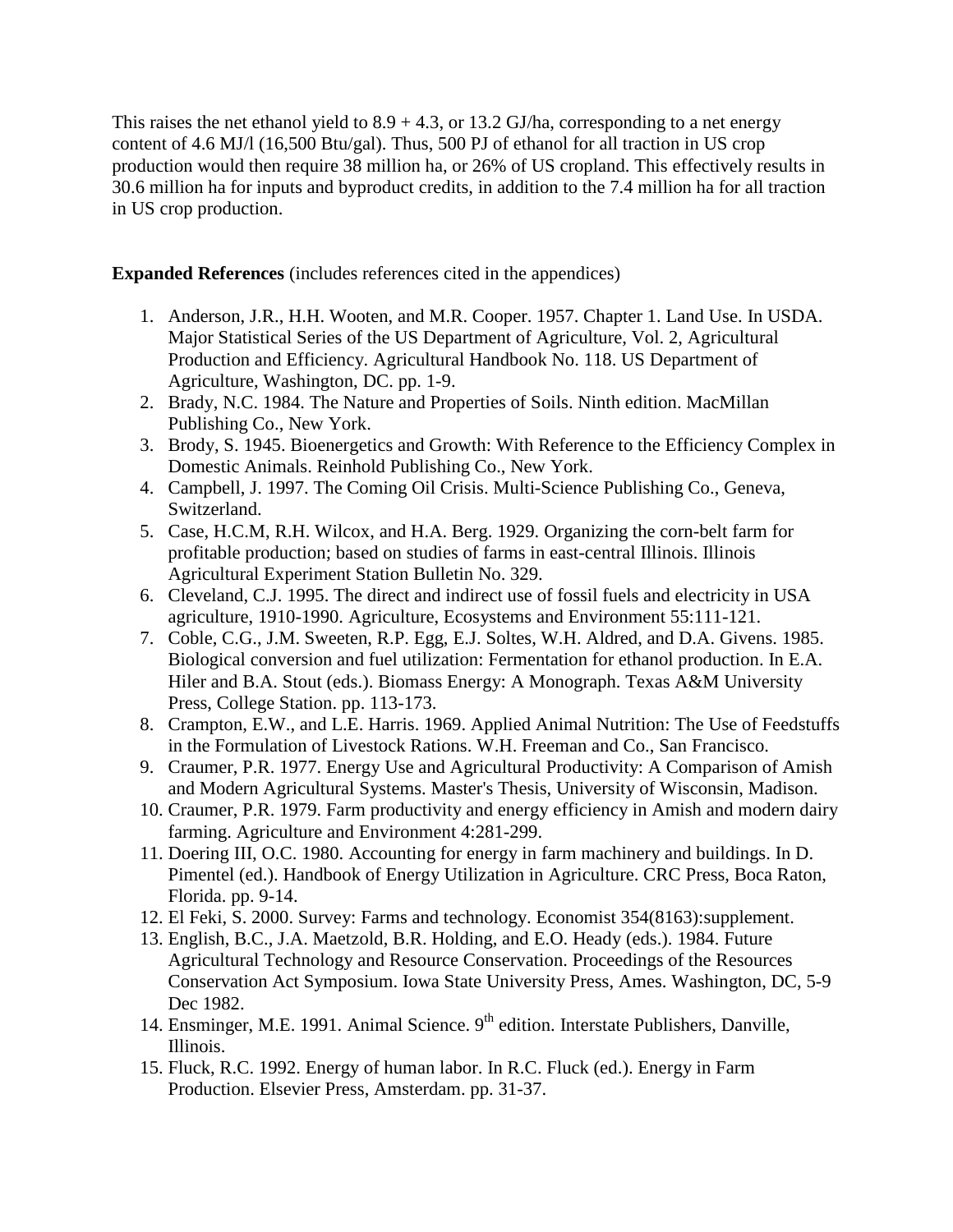This raises the net ethanol yield to 8.9 + 4.3, or 13.2 GJ/ha, corresponding to a net energy content of 4.6 MJ/l (16,500 Btu/gal). Thus, 500 PJ of ethanol for all traction in US crop production would then require 38 million ha, or 26% of US cropland. This effectively results in 30.6 million ha for inputs and byproduct credits, in addition to the 7.4 million ha for all traction in US crop production.

**Expanded References** (includes references cited in the appendices)

1. Anderson, J.R., H.H. Wooten, and M.R. Cooper. 1957. Chapter 1. Land Use. In USDA. Major Statistical Series of the US Department of Agriculture, Vol. 2, Agricultural Production and Efficiency. Agricultural Handbook No. 118. US Department of Agriculture, Washington, DC. pp. 1-9.
2. Brady, N.C. 1984. The Nature and Properties of Soils. Ninth edition. MacMillan Publishing Co., New York.
3. Brody, S. 1945. Bioenergetics and Growth: With Reference to the Efficiency Complex in Domestic Animals. Reinhold Publishing Co., New York.
4. Campbell, J. 1997. The Coming Oil Crisis. Multi-Science Publishing Co., Geneva, Switzerland.
5. Case, H.C.M, R.H. Wilcox, and H.A. Berg. 1929. Organizing the corn-belt farm for profitable production; based on studies of farms in east-central Illinois. Illinois Agricultural Experiment Station Bulletin No. 329.
6. Cleveland, C.J. 1995. The direct and indirect use of fossil fuels and electricity in USA agriculture, 1910-1990. Agriculture, Ecosystems and Environment 55:111-121.
7. Coble, C.G., J.M. Sweeten, R.P. Egg, E.J. Soltes, W.H. Aldred, and D.A. Givens. 1985. Biological conversion and fuel utilization: Fermentation for ethanol production. In E.A. Hiler and B.A. Stout (eds.). Biomass Energy: A Monograph. Texas A&M University Press, College Station. pp. 113-173.
8. Crampton, E.W., and L.E. Harris. 1969. Applied Animal Nutrition: The Use of Feedstuffs in the Formulation of Livestock Rations. W.H. Freeman and Co., San Francisco.
9. Craumer, P.R. 1977. Energy Use and Agricultural Productivity: A Comparison of Amish and Modern Agricultural Systems. Master's Thesis, University of Wisconsin, Madison.
10. Craumer, P.R. 1979. Farm productivity and energy efficiency in Amish and modern dairy farming. Agriculture and Environment 4:281-299.
11. Doering III, O.C. 1980. Accounting for energy in farm machinery and buildings. In D. Pimentel (ed.). Handbook of Energy Utilization in Agriculture. CRC Press, Boca Raton, Florida. pp. 9-14.
12. El Feki, S. 2000. Survey: Farms and technology. Economist 354(8163):supplement.
13. English, B.C., J.A. Maetzold, B.R. Holding, and E.O. Heady (eds.). 1984. Future Agricultural Technology and Resource Conservation. Proceedings of the Resources Conservation Act Symposium. Iowa State University Press, Ames. Washington, DC, 5-9 Dec 1982.
14. Ensminger, M.E. 1991. Animal Science. 9th edition. Interstate Publishers, Danville, Illinois.
15. Fluck, R.C. 1992. Energy of human labor. In R.C. Fluck (ed.). Energy in Farm Production. Elsevier Press, Amsterdam. pp. 31-37.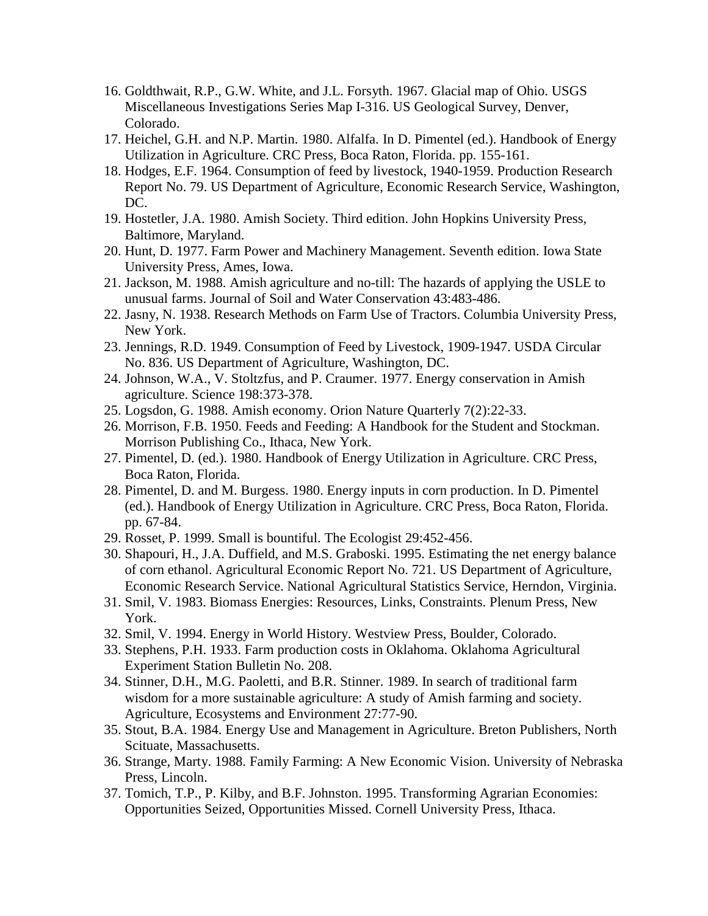16. Goldthwait, R.P., G.W. White, and J.L. Forsyth. 1967. Glacial map of Ohio. USGS Miscellaneous Investigations Series Map I-316. US Geological Survey, Denver, Colorado.
17. Heichel, G.H. and N.P. Martin. 1980. Alfalfa. In D. Pimentel (ed.). Handbook of Energy Utilization in Agriculture. CRC Press, Boca Raton, Florida. pp. 155-161.
18. Hodges, E.F. 1964. Consumption of feed by livestock, 1940-1959. Production Research Report No. 79. US Department of Agriculture, Economic Research Service, Washington, DC.
19. Hostetler, J.A. 1980. Amish Society. Third edition. John Hopkins University Press, Baltimore, Maryland.
20. Hunt, D. 1977. Farm Power and Machinery Management. Seventh edition. Iowa State University Press, Ames, Iowa.
21. Jackson, M. 1988. Amish agriculture and no-till: The hazards of applying the USLE to unusual farms. Journal of Soil and Water Conservation 43:483-486.
22. Jasny, N. 1938. Research Methods on Farm Use of Tractors. Columbia University Press, New York.
23. Jennings, R.D. 1949. Consumption of Feed by Livestock, 1909-1947. USDA Circular No. 836. US Department of Agriculture, Washington, DC.
24. Johnson, W.A., V. Stoltzfus, and P. Craumer. 1977. Energy conservation in Amish agriculture. Science 198:373-378.
25. Logsdon, G. 1988. Amish economy. Orion Nature Quarterly 7(2):22-33.
26. Morrison, F.B. 1950. Feeds and Feeding: A Handbook for the Student and Stockman. Morrison Publishing Co., Ithaca, New York.
27. Pimentel, D. (ed.). 1980. Handbook of Energy Utilization in Agriculture. CRC Press, Boca Raton, Florida.
28. Pimentel, D. and M. Burgess. 1980. Energy inputs in corn production. In D. Pimentel (ed.). Handbook of Energy Utilization in Agriculture. CRC Press, Boca Raton, Florida. pp. 67-84.
29. Rosset, P. 1999. Small is bountiful. The Ecologist 29:452-456.
30. Shapouri, H., J.A. Duffield, and M.S. Graboski. 1995. Estimating the net energy balance of corn ethanol. Agricultural Economic Report No. 721. US Department of Agriculture, Economic Research Service. National Agricultural Statistics Service, Herndon, Virginia.
31. Smil, V. 1983. Biomass Energies: Resources, Links, Constraints. Plenum Press, New York.
32. Smil, V. 1994. Energy in World History. Westview Press, Boulder, Colorado.
33. Stephens, P.H. 1933. Farm production costs in Oklahoma. Oklahoma Agricultural Experiment Station Bulletin No. 208.
34. Stinner, D.H., M.G. Paoletti, and B.R. Stinner. 1989. In search of traditional farm wisdom for a more sustainable agriculture: A study of Amish farming and society. Agriculture, Ecosystems and Environment 27:77-90.
35. Stout, B.A. 1984. Energy Use and Management in Agriculture. Breton Publishers, North Scituate, Massachusetts.
36. Strange, Marty. 1988. Family Farming: A New Economic Vision. University of Nebraska Press, Lincoln.
37. Tomich, T.P., P. Kilby, and B.F. Johnston. 1995. Transforming Agrarian Economies: Opportunities Seized, Opportunities Missed. Cornell University Press, Ithaca.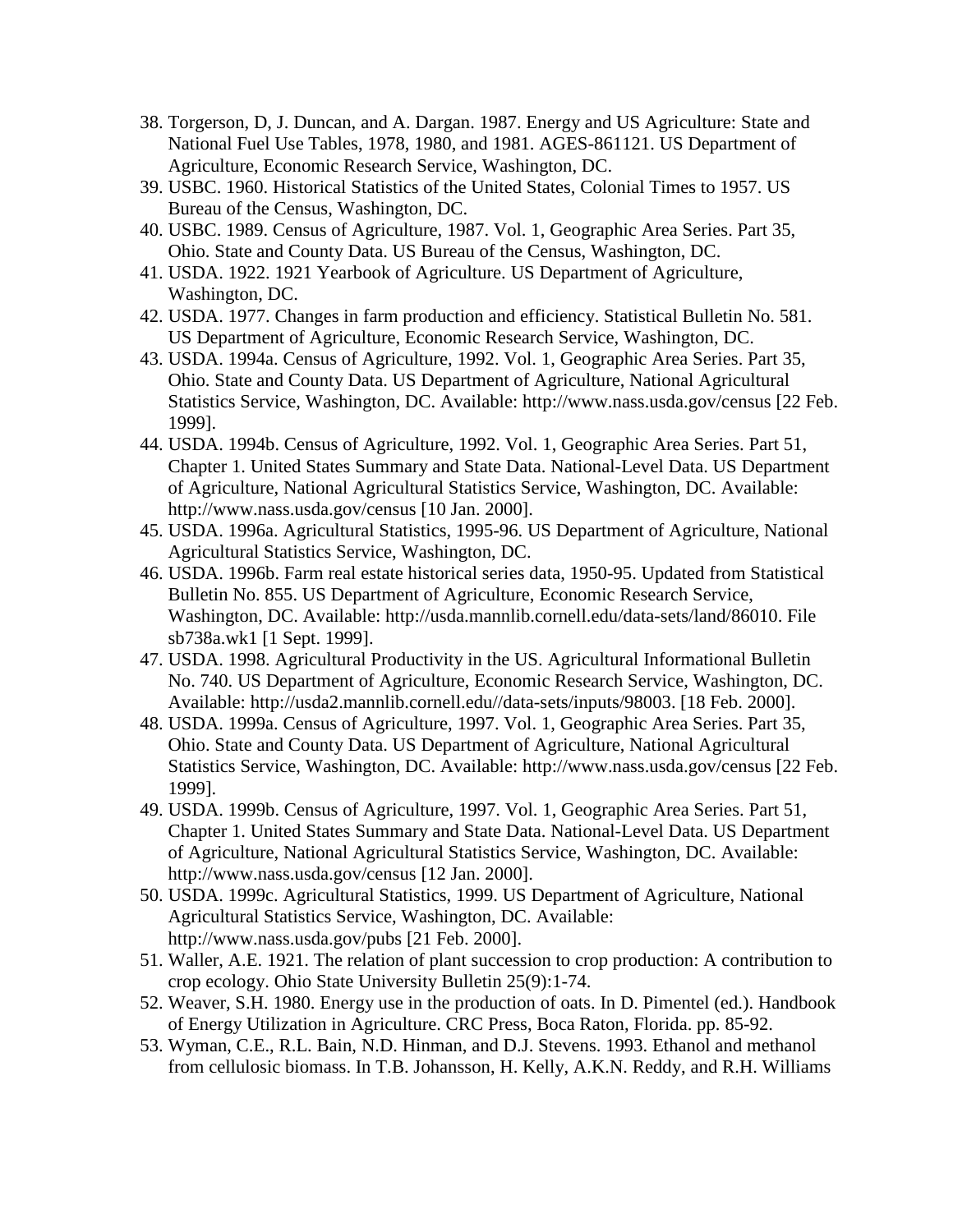38. Torgerson, D, J. Duncan, and A. Dargan. 1987. Energy and US Agriculture: State and National Fuel Use Tables, 1978, 1980, and 1981. AGES-861121. US Department of Agriculture, Economic Research Service, Washington, DC.
39. USBC. 1960. Historical Statistics of the United States, Colonial Times to 1957. US Bureau of the Census, Washington, DC.
40. USBC. 1989. Census of Agriculture, 1987. Vol. 1, Geographic Area Series. Part 35, Ohio. State and County Data. US Bureau of the Census, Washington, DC.
41. USDA. 1922. 1921 Yearbook of Agriculture. US Department of Agriculture, Washington, DC.
42. USDA. 1977. Changes in farm production and efficiency. Statistical Bulletin No. 581. US Department of Agriculture, Economic Research Service, Washington, DC.
43. USDA. 1994a. Census of Agriculture, 1992. Vol. 1, Geographic Area Series. Part 35, Ohio. State and County Data. US Department of Agriculture, National Agricultural Statistics Service, Washington, DC. Available: http://www.nass.usda.gov/census [22 Feb. 1999].
44. USDA. 1994b. Census of Agriculture, 1992. Vol. 1, Geographic Area Series. Part 51, Chapter 1. United States Summary and State Data. National-Level Data. US Department of Agriculture, National Agricultural Statistics Service, Washington, DC. Available: http://www.nass.usda.gov/census [10 Jan. 2000].
45. USDA. 1996a. Agricultural Statistics, 1995-96. US Department of Agriculture, National Agricultural Statistics Service, Washington, DC.
46. USDA. 1996b. Farm real estate historical series data, 1950-95. Updated from Statistical Bulletin No. 855. US Department of Agriculture, Economic Research Service, Washington, DC. Available: http://usda.mannlib.cornell.edu/data-sets/land/86010. File sb738a.wk1 [1 Sept. 1999].
47. USDA. 1998. Agricultural Productivity in the US. Agricultural Informational Bulletin No. 740. US Department of Agriculture, Economic Research Service, Washington, DC. Available: http://usda2.mannlib.cornell.edu//data-sets/inputs/98003. [18 Feb. 2000].
48. USDA. 1999a. Census of Agriculture, 1997. Vol. 1, Geographic Area Series. Part 35, Ohio. State and County Data. US Department of Agriculture, National Agricultural Statistics Service, Washington, DC. Available: http://www.nass.usda.gov/census [22 Feb. 1999].
49. USDA. 1999b. Census of Agriculture, 1997. Vol. 1, Geographic Area Series. Part 51, Chapter 1. United States Summary and State Data. National-Level Data. US Department of Agriculture, National Agricultural Statistics Service, Washington, DC. Available: http://www.nass.usda.gov/census [12 Jan. 2000].
50. USDA. 1999c. Agricultural Statistics, 1999. US Department of Agriculture, National Agricultural Statistics Service, Washington, DC. Available: http://www.nass.usda.gov/pubs [21 Feb. 2000].
51. Waller, A.E. 1921. The relation of plant succession to crop production: A contribution to crop ecology. Ohio State University Bulletin 25(9):1-74.
52. Weaver, S.H. 1980. Energy use in the production of oats. In D. Pimentel (ed.). Handbook of Energy Utilization in Agriculture. CRC Press, Boca Raton, Florida. pp. 85-92.
53. Wyman, C.E., R.L. Bain, N.D. Hinman, and D.J. Stevens. 1993. Ethanol and methanol from cellulosic biomass. In T.B. Johansson, H. Kelly, A.K.N. Reddy, and R.H. Williams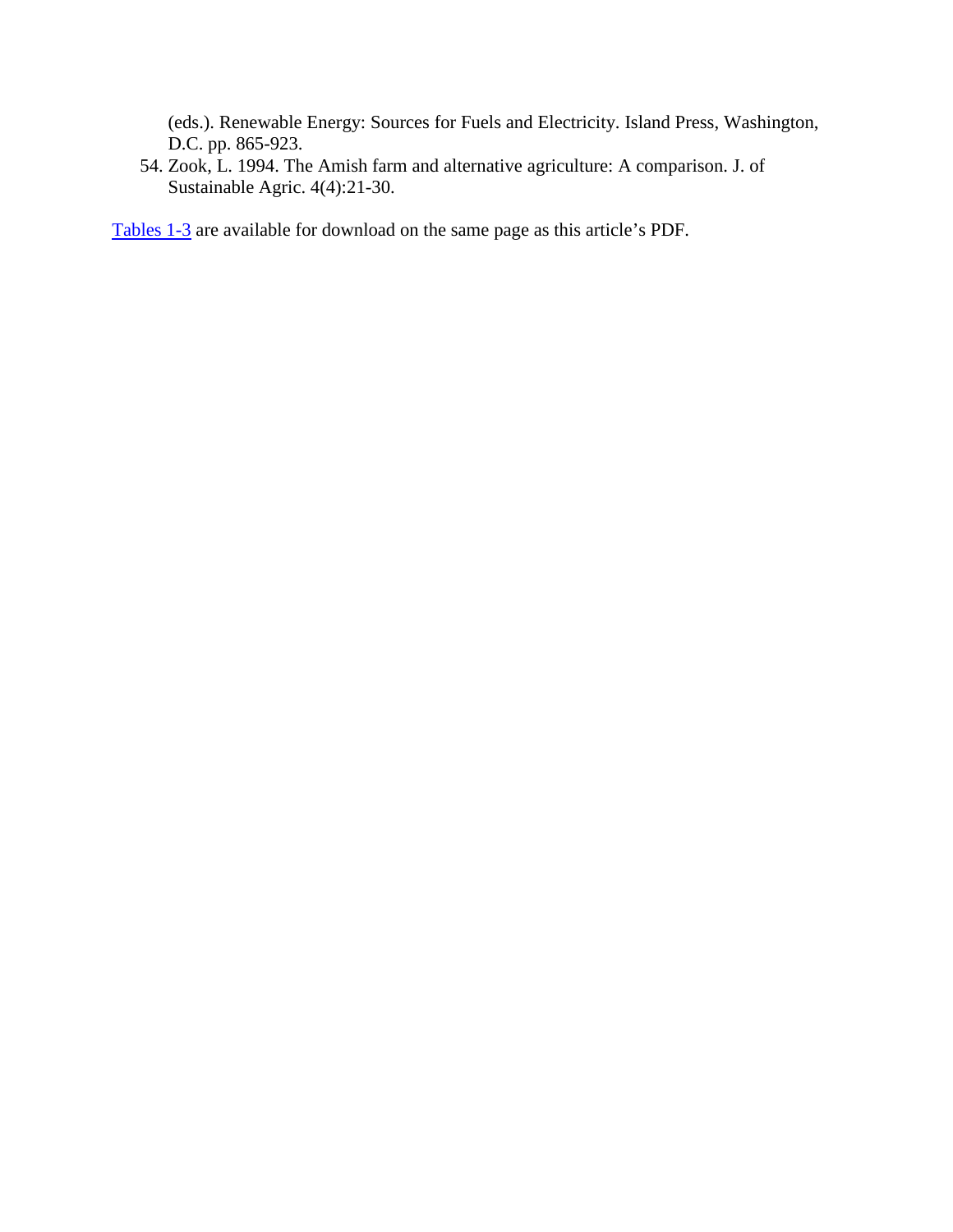(eds.). Renewable Energy: Sources for Fuels and Electricity. Island Press, Washington, D.C. pp. 865-923.

54. Zook, L. 1994. The Amish farm and alternative agriculture: A comparison. J. of Sustainable Agric. 4(4):21-30.

Tables 1-3 are available for download on the same page as this article's PDF.